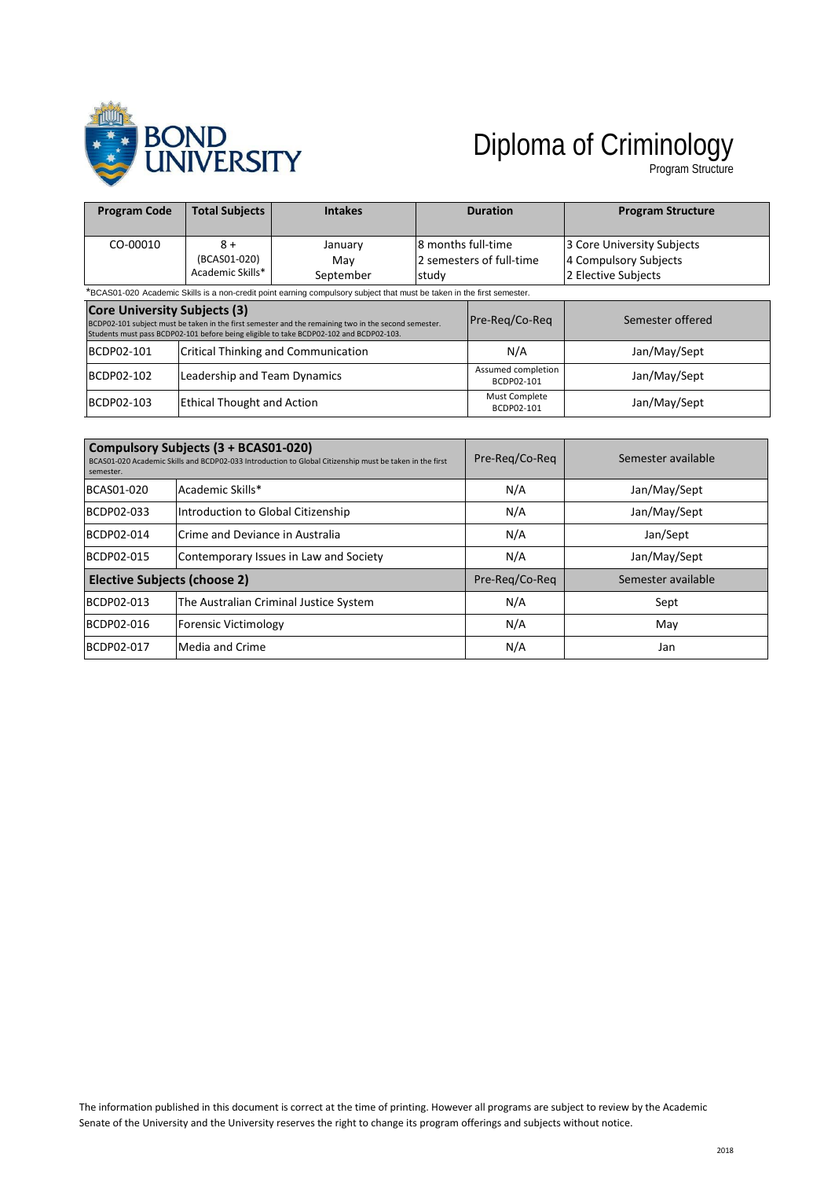BOND UNIVERSITY

# Diploma of Criminology

Program Structure

| Program Code | Total Subjects | Intakes | Duration | Program Structure |
|---|---|---|---|---|
| CO-00010 | 8 + (BCAS01-020) Academic Skills* | January May September | 8 months full-time 2 semesters of full-time study | 3 Core University Subjects 4 Compulsory Subjects 2 Elective Subjects |

*BCAS01-020 Academic Skills is a non-credit point earning compulsory subject that must be taken in the first semester.

| **Core University Subjects (3)** BCDP02-101 subject must be taken in the first semester and the remaining two in the second semester. Students must pass BCDP02-101 before being eligible to take BCDP02-102 and BCDP02-103. | | Pre-Req/Co-Req | Semester offered |
|---|---|---|---|
| BCDP02-101 | Critical Thinking and Communication | N/A | Jan/May/Sept |
| BCDP02-102 | Leadership and Team Dynamics | Assumed completion BCDP02-101 | Jan/May/Sept |
| BCDP02-103 | Ethical Thought and Action | Must Complete BCDP02-101 | Jan/May/Sept |

| **Compulsory Subjects (3 + BCAS01-020)** BCAS01-020 Academic Skills and BCDP02-033 Introduction to Global Citizenship must be taken in the first semester. | | Pre-Req/Co-Req | Semester available |
|---|---|---|---|
| BCAS01-020 | Academic Skills* | N/A | Jan/May/Sept |
| BCDP02-033 | Introduction to Global Citizenship | N/A | Jan/May/Sept |
| BCDP02-014 | Crime and Deviance in Australia | N/A | Jan/Sept |
| BCDP02-015 | Contemporary Issues in Law and Society | N/A | Jan/May/Sept |
| **Elective Subjects (choose 2)** | | Pre-Req/Co-Req | Semester available |
| BCDP02-013 | The Australian Criminal Justice System | N/A | Sept |
| BCDP02-016 | Forensic Victimology | N/A | May |
| BCDP02-017 | Media and Crime | N/A | Jan |

The information published in this document is correct at the time of printing. However all programs are subject to review by the Academic Senate of the University and the University reserves the right to change its program offerings and subjects without notice.

2018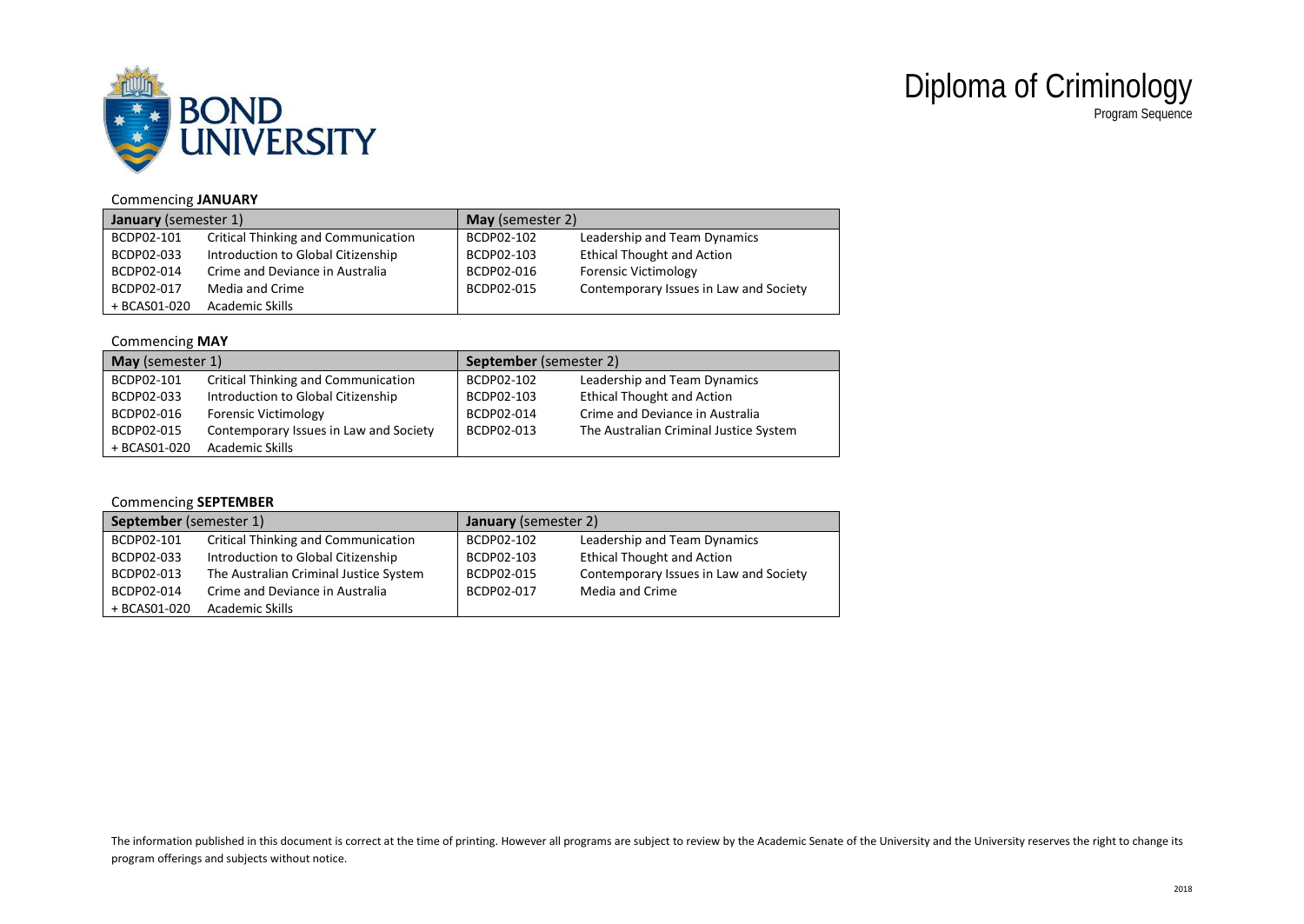# Diploma of Criminology

Program Sequence

Commencing **JANUARY**

| **January** (semester 1) | | **May** (semester 2) | |
|---|---|---|---|
| BCDP02-101 | Critical Thinking and Communication | BCDP02-102 | Leadership and Team Dynamics |
| BCDP02-033 | Introduction to Global Citizenship | BCDP02-103 | Ethical Thought and Action |
| BCDP02-014 | Crime and Deviance in Australia | BCDP02-016 | Forensic Victimology |
| BCDP02-017 | Media and Crime | BCDP02-015 | Contemporary Issues in Law and Society |
| + BCAS01-020 | Academic Skills | | |

Commencing **MAY**

| **May** (semester 1) | | **September** (semester 2) | |
|---|---|---|---|
| BCDP02-101 | Critical Thinking and Communication | BCDP02-102 | Leadership and Team Dynamics |
| BCDP02-033 | Introduction to Global Citizenship | BCDP02-103 | Ethical Thought and Action |
| BCDP02-016 | Forensic Victimology | BCDP02-014 | Crime and Deviance in Australia |
| BCDP02-015 | Contemporary Issues in Law and Society | BCDP02-013 | The Australian Criminal Justice System |
| + BCAS01-020 | Academic Skills | | |

Commencing **SEPTEMBER**

| **September** (semester 1) | | **January** (semester 2) | |
|---|---|---|---|
| BCDP02-101 | Critical Thinking and Communication | BCDP02-102 | Leadership and Team Dynamics |
| BCDP02-033 | Introduction to Global Citizenship | BCDP02-103 | Ethical Thought and Action |
| BCDP02-013 | The Australian Criminal Justice System | BCDP02-015 | Contemporary Issues in Law and Society |
| BCDP02-014 | Crime and Deviance in Australia | BCDP02-017 | Media and Crime |
| + BCAS01-020 | Academic Skills | | |

The information published in this document is correct at the time of printing. However all programs are subject to review by the Academic Senate of the University and the University reserves the right to change its program offerings and subjects without notice.

2018